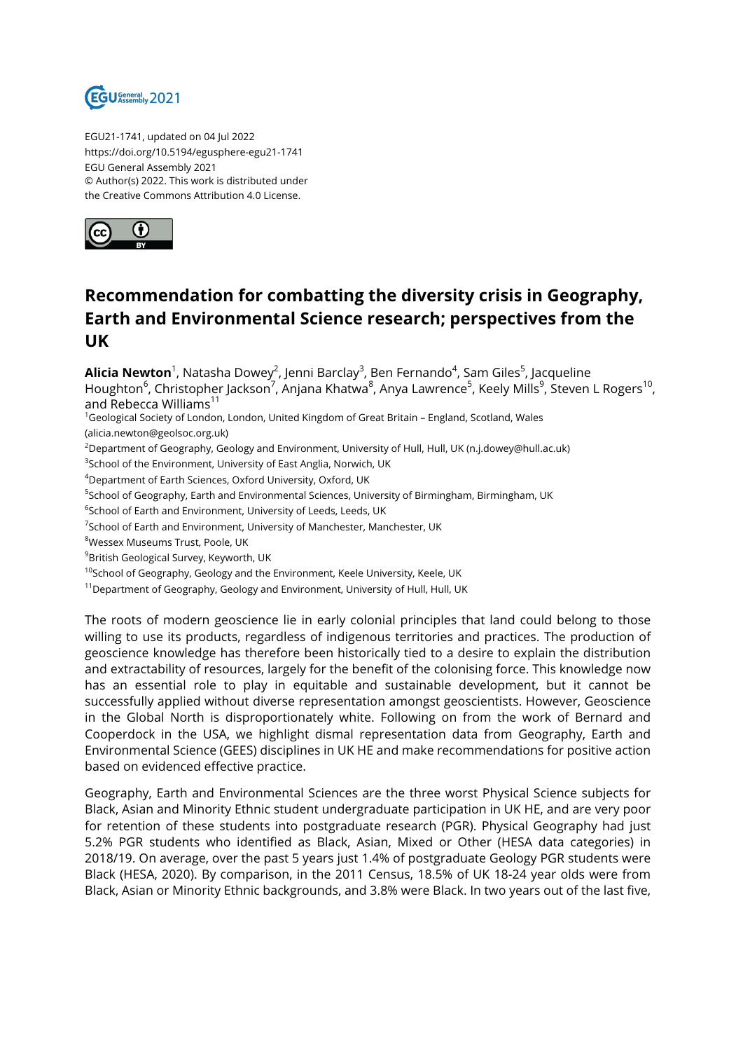EGU21-1741, updated on 04 Jul 2022
https://doi.org/10.5194/egusphere-egu21-1741
EGU General Assembly 2021
© Author(s) 2022. This work is distributed under
the Creative Commons Attribution 4.0 License.

# Recommendation for combatting the diversity crisis in Geography, Earth and Environmental Science research; perspectives from the UK

**Alicia Newton**[1], Natasha Dowey[2], Jenni Barclay[3], Ben Fernando[4], Sam Giles[5], Jacqueline Houghton[6], Christopher Jackson[7], Anjana Khatwa[8], Anya Lawrence[5], Keely Mills[9], Steven L Rogers[10], and Rebecca Williams[11]

[1]Geological Society of London, London, United Kingdom of Great Britain – England, Scotland, Wales (alicia.newton@geolsoc.org.uk)
[2]Department of Geography, Geology and Environment, University of Hull, Hull, UK (n.j.dowey@hull.ac.uk)
[3]School of the Environment, University of East Anglia, Norwich, UK
[4]Department of Earth Sciences, Oxford University, Oxford, UK
[5]School of Geography, Earth and Environmental Sciences, University of Birmingham, Birmingham, UK
[6]School of Earth and Environment, University of Leeds, Leeds, UK
[7]School of Earth and Environment, University of Manchester, Manchester, UK
[8]Wessex Museums Trust, Poole, UK
[9]British Geological Survey, Keyworth, UK
[10]School of Geography, Geology and the Environment, Keele University, Keele, UK
[11]Department of Geography, Geology and Environment, University of Hull, Hull, UK

The roots of modern geoscience lie in early colonial principles that land could belong to those willing to use its products, regardless of indigenous territories and practices. The production of geoscience knowledge has therefore been historically tied to a desire to explain the distribution and extractability of resources, largely for the benefit of the colonising force. This knowledge now has an essential role to play in equitable and sustainable development, but it cannot be successfully applied without diverse representation amongst geoscientists. However, Geoscience in the Global North is disproportionately white. Following on from the work of Bernard and Cooperdock in the USA, we highlight dismal representation data from Geography, Earth and Environmental Science (GEES) disciplines in UK HE and make recommendations for positive action based on evidenced effective practice.

Geography, Earth and Environmental Sciences are the three worst Physical Science subjects for Black, Asian and Minority Ethnic student undergraduate participation in UK HE, and are very poor for retention of these students into postgraduate research (PGR). Physical Geography had just 5.2% PGR students who identified as Black, Asian, Mixed or Other (HESA data categories) in 2018/19. On average, over the past 5 years just 1.4% of postgraduate Geology PGR students were Black (HESA, 2020). By comparison, in the 2011 Census, 18.5% of UK 18-24 year olds were from Black, Asian or Minority Ethnic backgrounds, and 3.8% were Black. In two years out of the last five,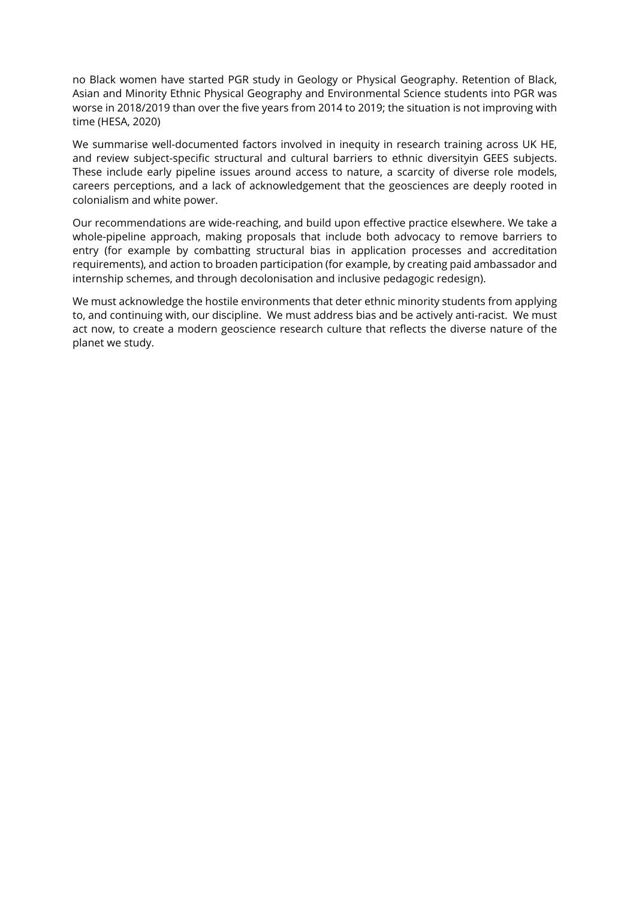no Black women have started PGR study in Geology or Physical Geography. Retention of Black, Asian and Minority Ethnic Physical Geography and Environmental Science students into PGR was worse in 2018/2019 than over the five years from 2014 to 2019; the situation is not improving with time (HESA, 2020)

We summarise well-documented factors involved in inequity in research training across UK HE, and review subject-specific structural and cultural barriers to ethnic diversityin GEES subjects. These include early pipeline issues around access to nature, a scarcity of diverse role models, careers perceptions, and a lack of acknowledgement that the geosciences are deeply rooted in colonialism and white power.

Our recommendations are wide-reaching, and build upon effective practice elsewhere. We take a whole-pipeline approach, making proposals that include both advocacy to remove barriers to entry (for example by combatting structural bias in application processes and accreditation requirements), and action to broaden participation (for example, by creating paid ambassador and internship schemes, and through decolonisation and inclusive pedagogic redesign).

We must acknowledge the hostile environments that deter ethnic minority students from applying to, and continuing with, our discipline. We must address bias and be actively anti-racist. We must act now, to create a modern geoscience research culture that reflects the diverse nature of the planet we study.